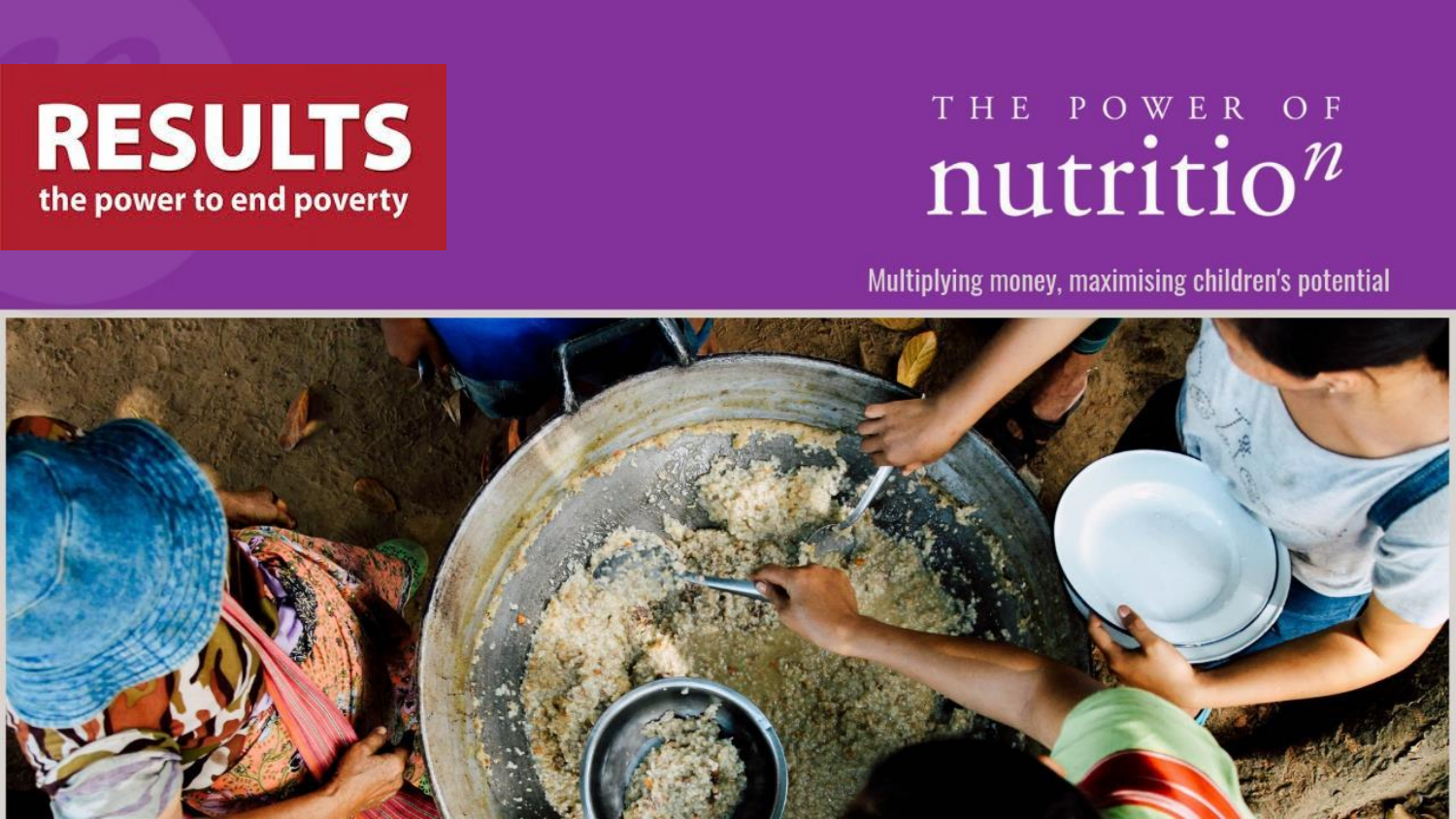**RESULTS**
the power to end poverty

# THE POWER OF nutritio$^{n}$

Multiplying money, maximising children's potential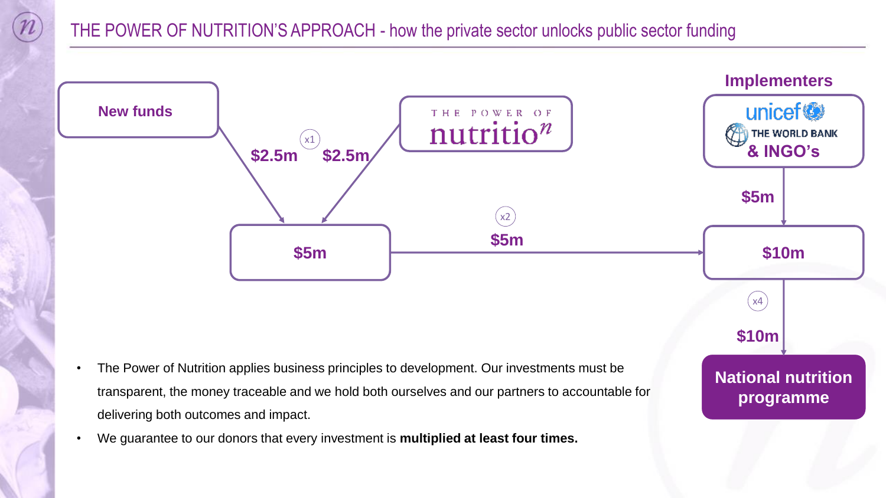# THE POWER OF NUTRITION'S APPROACH - how the private sector unlocks public sector funding

New funds

THE POWER OF nutrition

Implementers

unicef

THE WORLD BANK

& INGO's

$2.5m (x1) $2.5m

$5m

(x2) $5m

$5m

$10m

(x4) $10m

National nutrition programme

- The Power of Nutrition applies business principles to development. Our investments must be transparent, the money traceable and we hold both ourselves and our partners to accountable for delivering both outcomes and impact.
- We guarantee to our donors that every investment is **multiplied at least four times.**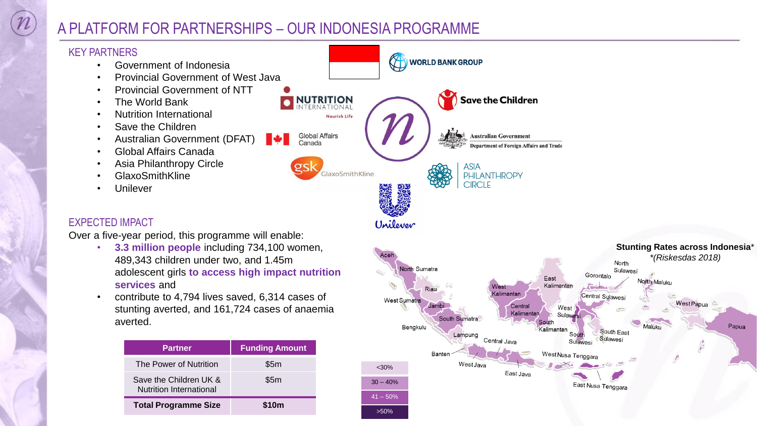# A PLATFORM FOR PARTNERSHIPS – OUR INDONESIA PROGRAMME

## KEY PARTNERS

- Government of Indonesia
- Provincial Government of West Java
- Provincial Government of NTT
- The World Bank
- Nutrition International
- Save the Children
- Australian Government (DFAT)
- Global Affairs Canada
- Asia Philanthropy Circle
- GlaxoSmithKline
- Unilever

## EXPECTED IMPACT

Over a five-year period, this programme will enable:

- **3.3 million people** including 734,100 women, 489,343 children under two, and 1.45m adolescent girls **to access high impact nutrition services** and
- contribute to 4,794 lives saved, 6,314 cases of stunting averted, and 161,724 cases of anaemia averted.

| Partner | Funding Amount |
|---|---|
| The Power of Nutrition | $5m |
| Save the Children UK & Nutrition International | $5m |
| **Total Programme Size** | **$10m** |

**Stunting Rates across Indonesia***
*(Riskesdas 2018)*

- <30%
- 30 – 40%
- 41 – 50%
- >50%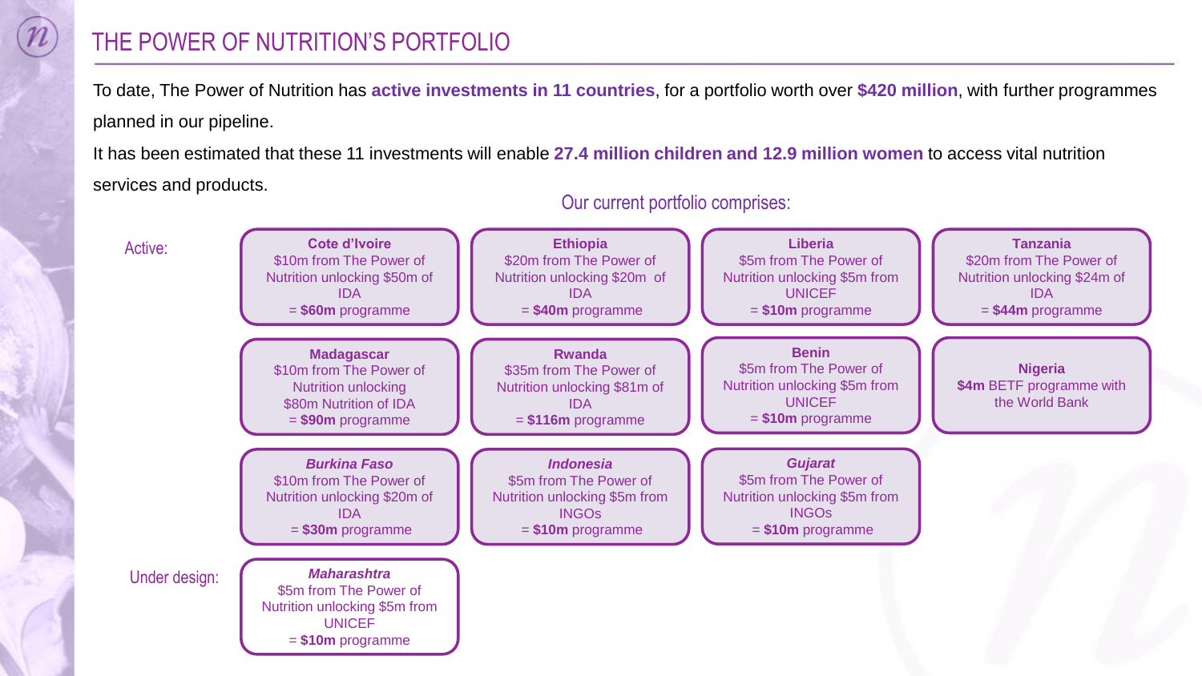# THE POWER OF NUTRITION'S PORTFOLIO

To date, The Power of Nutrition has **active investments in 11 countries**, for a portfolio worth over **$420 million**, with further programmes planned in our pipeline.

It has been estimated that these 11 investments will enable **27.4 million children and 12.9 million women** to access vital nutrition services and products.

## Our current portfolio comprises:

**Active:**

**Cote d'Ivoire**
$10m from The Power of Nutrition unlocking $50m of IDA
= **$60m** programme

**Ethiopia**
$20m from The Power of Nutrition unlocking $20m of IDA
= **$40m** programme

**Liberia**
$5m from The Power of Nutrition unlocking $5m from UNICEF
= **$10m** programme

**Tanzania**
$20m from The Power of Nutrition unlocking $24m of IDA
= **$44m** programme

**Madagascar**
$10m from The Power of Nutrition unlocking $80m Nutrition of IDA
= **$90m** programme

**Rwanda**
$35m from The Power of Nutrition unlocking $81m of IDA
= **$116m** programme

**Benin**
$5m from The Power of Nutrition unlocking $5m from UNICEF
= **$10m** programme

**Nigeria**
**$4m** BETF programme with the World Bank

***Burkina Faso***
$10m from The Power of Nutrition unlocking $20m of IDA
= **$30m** programme

***Indonesia***
$5m from The Power of Nutrition unlocking $5m from INGOs
= **$10m** programme

***Gujarat***
$5m from The Power of Nutrition unlocking $5m from INGOs
= **$10m** programme

**Under design:**

***Maharashtra***
$5m from The Power of Nutrition unlocking $5m from UNICEF
= **$10m** programme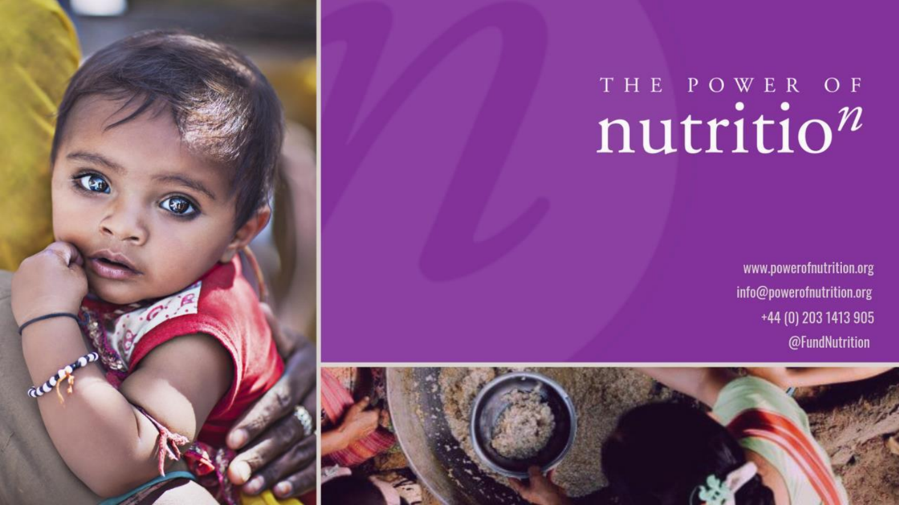# THE POWER OF nutritio$^{n}$

www.powerofnutrition.org

info@powerofnutrition.org

+44 (0) 203 1413 905

@FundNutrition